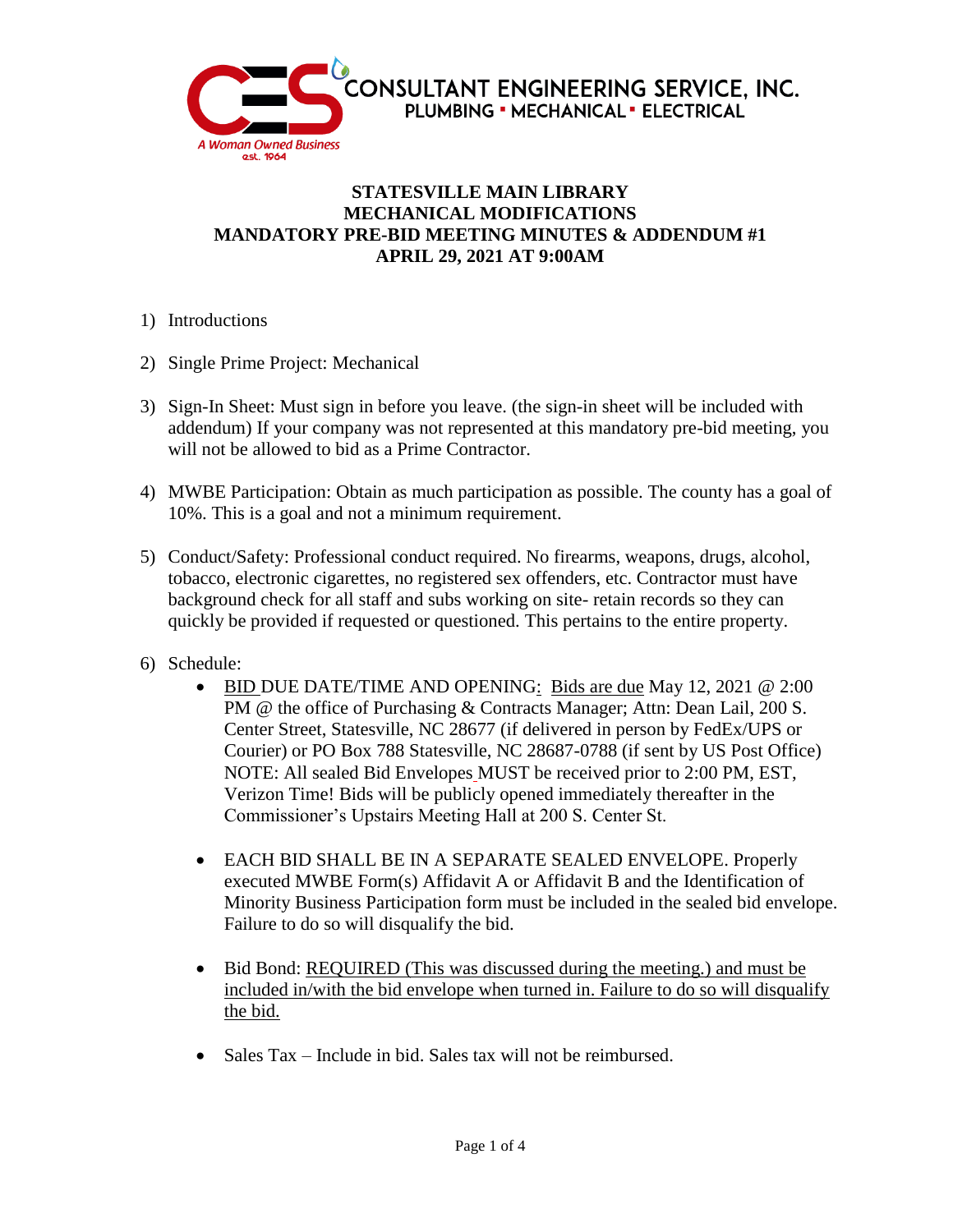CONSULTANT ENGINEERING SERVICE, INC.
PLUMBING ▪ MECHANICAL ▪ ELECTRICAL

*A Woman Owned Business*
est. 1964

# STATESVILLE MAIN LIBRARY
# MECHANICAL MODIFICATIONS
# MANDATORY PRE-BID MEETING MINUTES & ADDENDUM #1
# APRIL 29, 2021 AT 9:00AM

1) Introductions

2) Single Prime Project: Mechanical

3) Sign-In Sheet: Must sign in before you leave. (the sign-in sheet will be included with addendum) If your company was not represented at this mandatory pre-bid meeting, you will not be allowed to bid as a Prime Contractor.

4) MWBE Participation: Obtain as much participation as possible. The county has a goal of 10%. This is a goal and not a minimum requirement.

5) Conduct/Safety: Professional conduct required. No firearms, weapons, drugs, alcohol, tobacco, electronic cigarettes, no registered sex offenders, etc. Contractor must have background check for all staff and subs working on site- retain records so they can quickly be provided if requested or questioned. This pertains to the entire property.

6) Schedule:
   - BID DUE DATE/TIME AND OPENING: Bids are due May 12, 2021 @ 2:00 PM @ the office of Purchasing & Contracts Manager; Attn: Dean Lail, 200 S. Center Street, Statesville, NC 28677 (if delivered in person by FedEx/UPS or Courier) or PO Box 788 Statesville, NC 28687-0788 (if sent by US Post Office) NOTE: All sealed Bid Envelopes MUST be received prior to 2:00 PM, EST, Verizon Time! Bids will be publicly opened immediately thereafter in the Commissioner's Upstairs Meeting Hall at 200 S. Center St.

   - EACH BID SHALL BE IN A SEPARATE SEALED ENVELOPE. Properly executed MWBE Form(s) Affidavit A or Affidavit B and the Identification of Minority Business Participation form must be included in the sealed bid envelope. Failure to do so will disqualify the bid.

   - Bid Bond: REQUIRED (This was discussed during the meeting.) and must be included in/with the bid envelope when turned in. Failure to do so will disqualify the bid.

   - Sales Tax – Include in bid. Sales tax will not be reimbursed.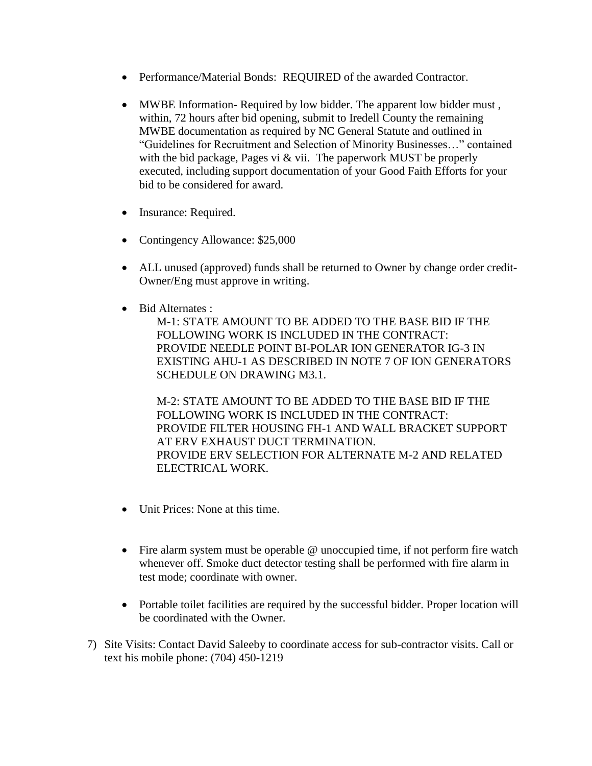- Performance/Material Bonds: REQUIRED of the awarded Contractor.

- MWBE Information- Required by low bidder. The apparent low bidder must , within, 72 hours after bid opening, submit to Iredell County the remaining MWBE documentation as required by NC General Statute and outlined in "Guidelines for Recruitment and Selection of Minority Businesses…" contained with the bid package, Pages vi & vii. The paperwork MUST be properly executed, including support documentation of your Good Faith Efforts for your bid to be considered for award.

- Insurance: Required.

- Contingency Allowance: $25,000

- ALL unused (approved) funds shall be returned to Owner by change order credit- Owner/Eng must approve in writing.

- Bid Alternates :

  M-1: STATE AMOUNT TO BE ADDED TO THE BASE BID IF THE FOLLOWING WORK IS INCLUDED IN THE CONTRACT:
  PROVIDE NEEDLE POINT BI-POLAR ION GENERATOR IG-3 IN EXISTING AHU-1 AS DESCRIBED IN NOTE 7 OF ION GENERATORS SCHEDULE ON DRAWING M3.1.

  M-2: STATE AMOUNT TO BE ADDED TO THE BASE BID IF THE FOLLOWING WORK IS INCLUDED IN THE CONTRACT:
  PROVIDE FILTER HOUSING FH-1 AND WALL BRACKET SUPPORT AT ERV EXHAUST DUCT TERMINATION.
  PROVIDE ERV SELECTION FOR ALTERNATE M-2 AND RELATED ELECTRICAL WORK.

- Unit Prices: None at this time.

- Fire alarm system must be operable @ unoccupied time, if not perform fire watch whenever off. Smoke duct detector testing shall be performed with fire alarm in test mode; coordinate with owner.

- Portable toilet facilities are required by the successful bidder. Proper location will be coordinated with the Owner.

7) Site Visits: Contact David Saleeby to coordinate access for sub-contractor visits. Call or text his mobile phone: (704) 450-1219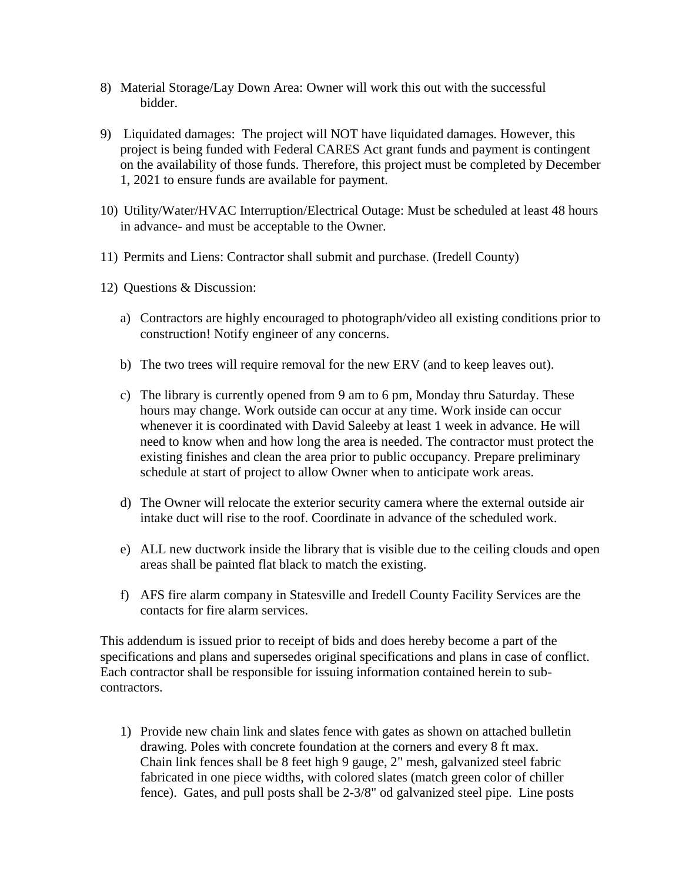8) Material Storage/Lay Down Area: Owner will work this out with the successful bidder.

9) Liquidated damages: The project will NOT have liquidated damages. However, this project is being funded with Federal CARES Act grant funds and payment is contingent on the availability of those funds. Therefore, this project must be completed by December 1, 2021 to ensure funds are available for payment.

10) Utility/Water/HVAC Interruption/Electrical Outage: Must be scheduled at least 48 hours in advance- and must be acceptable to the Owner.

11) Permits and Liens: Contractor shall submit and purchase. (Iredell County)

12) Questions & Discussion:

    a) Contractors are highly encouraged to photograph/video all existing conditions prior to construction! Notify engineer of any concerns.

    b) The two trees will require removal for the new ERV (and to keep leaves out).

    c) The library is currently opened from 9 am to 6 pm, Monday thru Saturday. These hours may change. Work outside can occur at any time. Work inside can occur whenever it is coordinated with David Saleeby at least 1 week in advance. He will need to know when and how long the area is needed. The contractor must protect the existing finishes and clean the area prior to public occupancy. Prepare preliminary schedule at start of project to allow Owner when to anticipate work areas.

    d) The Owner will relocate the exterior security camera where the external outside air intake duct will rise to the roof. Coordinate in advance of the scheduled work.

    e) ALL new ductwork inside the library that is visible due to the ceiling clouds and open areas shall be painted flat black to match the existing.

    f) AFS fire alarm company in Statesville and Iredell County Facility Services are the contacts for fire alarm services.

This addendum is issued prior to receipt of bids and does hereby become a part of the specifications and plans and supersedes original specifications and plans in case of conflict. Each contractor shall be responsible for issuing information contained herein to sub-contractors.

1) Provide new chain link and slates fence with gates as shown on attached bulletin drawing. Poles with concrete foundation at the corners and every 8 ft max. Chain link fences shall be 8 feet high 9 gauge, 2" mesh, galvanized steel fabric fabricated in one piece widths, with colored slates (match green color of chiller fence). Gates, and pull posts shall be 2-3/8" od galvanized steel pipe. Line posts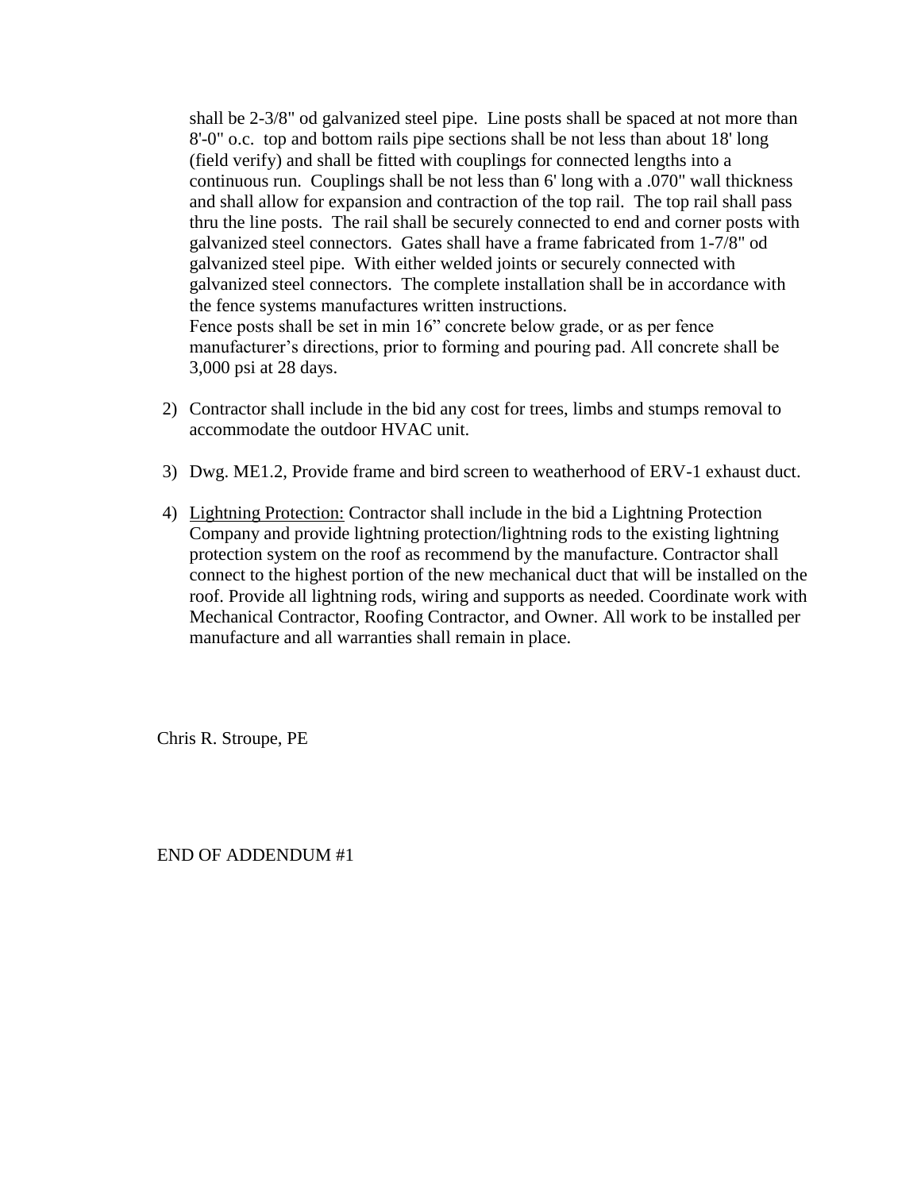shall be 2-3/8" od galvanized steel pipe. Line posts shall be spaced at not more than 8'-0" o.c. top and bottom rails pipe sections shall be not less than about 18' long (field verify) and shall be fitted with couplings for connected lengths into a continuous run. Couplings shall be not less than 6' long with a .070" wall thickness and shall allow for expansion and contraction of the top rail. The top rail shall pass thru the line posts. The rail shall be securely connected to end and corner posts with galvanized steel connectors. Gates shall have a frame fabricated from 1-7/8" od galvanized steel pipe. With either welded joints or securely connected with galvanized steel connectors. The complete installation shall be in accordance with the fence systems manufactures written instructions.
Fence posts shall be set in min 16" concrete below grade, or as per fence manufacturer's directions, prior to forming and pouring pad. All concrete shall be 3,000 psi at 28 days.

2) Contractor shall include in the bid any cost for trees, limbs and stumps removal to accommodate the outdoor HVAC unit.

3) Dwg. ME1.2, Provide frame and bird screen to weatherhood of ERV-1 exhaust duct.

4) Lightning Protection: Contractor shall include in the bid a Lightning Protection Company and provide lightning protection/lightning rods to the existing lightning protection system on the roof as recommend by the manufacture. Contractor shall connect to the highest portion of the new mechanical duct that will be installed on the roof. Provide all lightning rods, wiring and supports as needed. Coordinate work with Mechanical Contractor, Roofing Contractor, and Owner. All work to be installed per manufacture and all warranties shall remain in place.

Chris R. Stroupe, PE

END OF ADDENDUM #1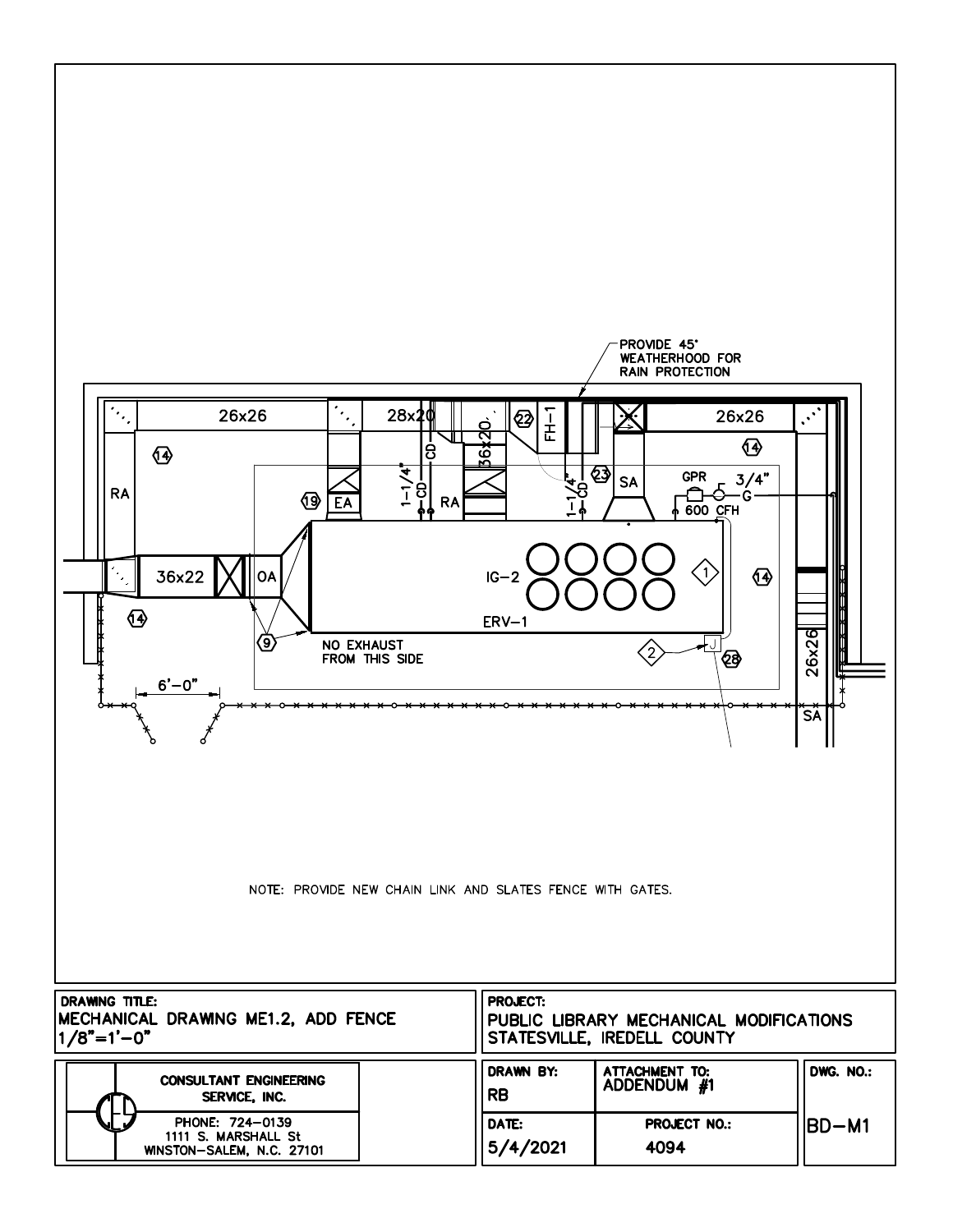PROVIDE 45° WEATHERHOOD FOR RAIN PROTECTION

26x26

28x20

22

FH-1

26x26

14

CD

36x20

23

14

RA

1-1/4"

CD

1-1/4"

CD

SA

GPR

3/4"

G

19

EA

RA

600 CFH

36x22

OA

IG-2

1

14

14

ERV-1

9

NO EXHAUST FROM THIS SIDE

2

J

28

26x26

6'-0"

SA

NOTE: PROVIDE NEW CHAIN LINK AND SLATES FENCE WITH GATES.

| | | | |
|---|---|---|---|
| **DRAWING TITLE:** MECHANICAL DRAWING ME1.2, ADD FENCE 1/8"=1'-0" | **PROJECT:** PUBLIC LIBRARY MECHANICAL MODIFICATIONS STATESVILLE, IREDELL COUNTY | | |
| CONSULTANT ENGINEERING SERVICE, INC. PHONE: 724-0139 1111 S. MARSHALL St WINSTON-SALEM, N.C. 27101 | **DRAWN BY:** RB | **ATTACHMENT TO:** ADDENDUM #1 | **DWG. NO.:** BD-M1 |
| | **DATE:** 5/4/2021 | **PROJECT NO.:** 4094 | |